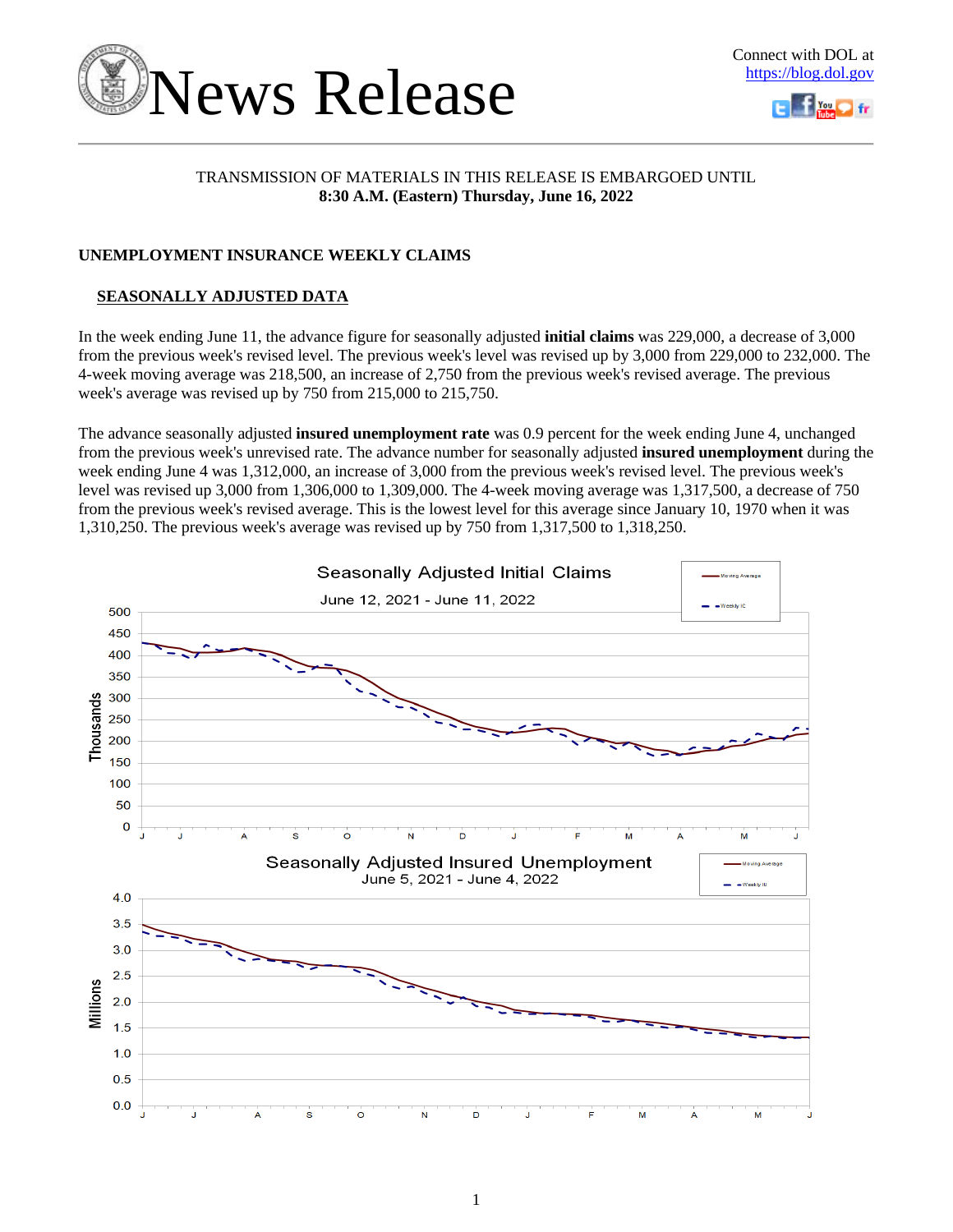# News Release

Connect with DOL at https://blog.dol.gov

TRANSMISSION OF MATERIALS IN THIS RELEASE IS EMBARGOED UNTIL
**8:30 A.M. (Eastern) Thursday, June 16, 2022**

## UNEMPLOYMENT INSURANCE WEEKLY CLAIMS

### SEASONALLY ADJUSTED DATA

In the week ending June 11, the advance figure for seasonally adjusted **initial claims** was 229,000, a decrease of 3,000 from the previous week's revised level. The previous week's level was revised up by 3,000 from 229,000 to 232,000. The 4-week moving average was 218,500, an increase of 2,750 from the previous week's revised average. The previous week's average was revised up by 750 from 215,000 to 215,750.

The advance seasonally adjusted **insured unemployment rate** was 0.9 percent for the week ending June 4, unchanged from the previous week's unrevised rate. The advance number for seasonally adjusted **insured unemployment** during the week ending June 4 was 1,312,000, an increase of 3,000 from the previous week's revised level. The previous week's level was revised up 3,000 from 1,306,000 to 1,309,000. The 4-week moving average was 1,317,500, a decrease of 750 from the previous week's revised average. This is the lowest level for this average since January 10, 1970 when it was 1,310,250. The previous week's average was revised up by 750 from 1,317,500 to 1,318,250.

Seasonally Adjusted Initial Claims
June 12, 2021 - June 11, 2022

Seasonally Adjusted Insured Unemployment
June 5, 2021 - June 4, 2022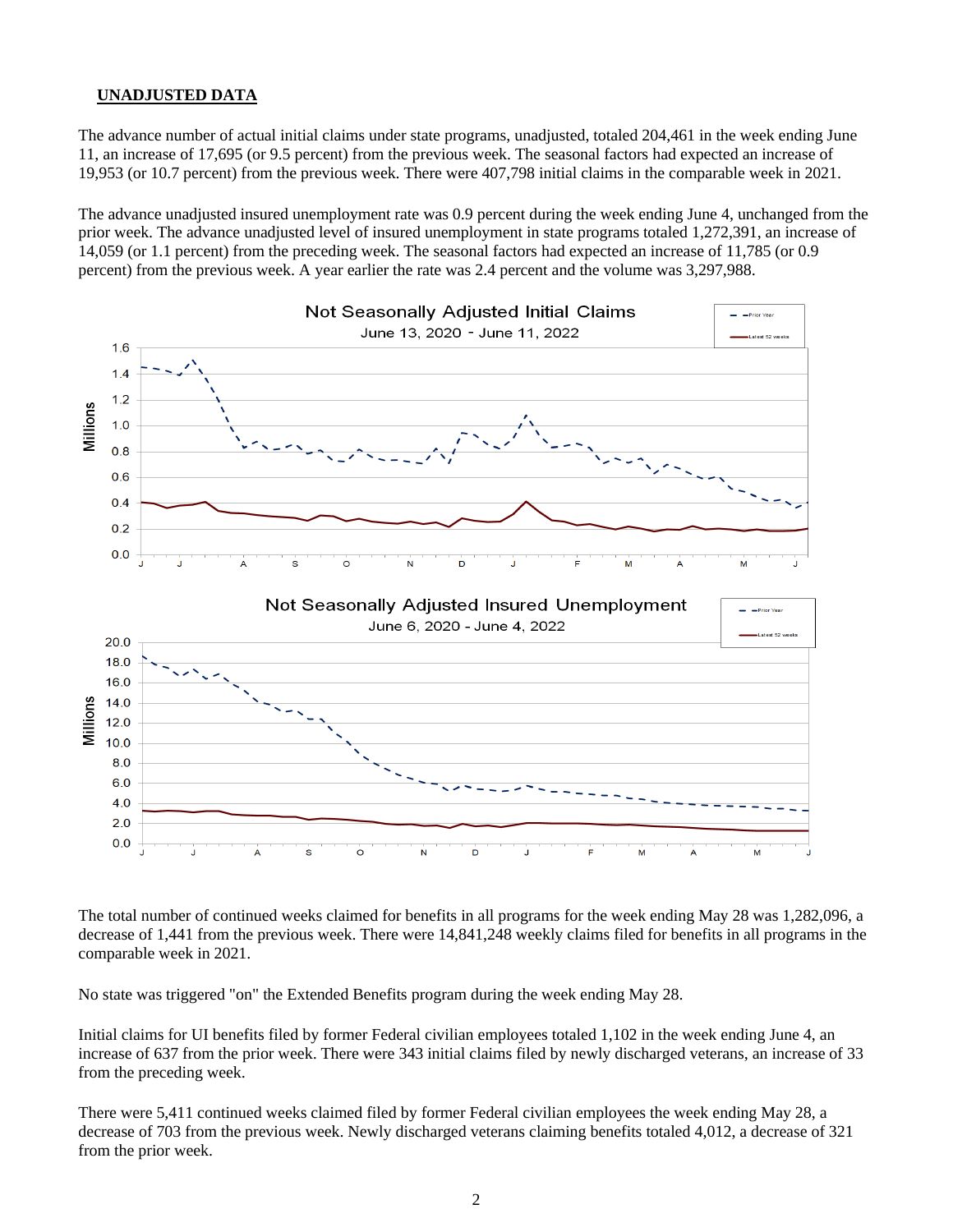## UNADJUSTED DATA

The advance number of actual initial claims under state programs, unadjusted, totaled 204,461 in the week ending June 11, an increase of 17,695 (or 9.5 percent) from the previous week. The seasonal factors had expected an increase of 19,953 (or 10.7 percent) from the previous week. There were 407,798 initial claims in the comparable week in 2021.

The advance unadjusted insured unemployment rate was 0.9 percent during the week ending June 4, unchanged from the prior week. The advance unadjusted level of insured unemployment in state programs totaled 1,272,391, an increase of 14,059 (or 1.1 percent) from the preceding week. The seasonal factors had expected an increase of 11,785 (or 0.9 percent) from the previous week. A year earlier the rate was 2.4 percent and the volume was 3,297,988.

Not Seasonally Adjusted Initial Claims
June 13, 2020 - June 11, 2022

Not Seasonally Adjusted Insured Unemployment
June 6, 2020 - June 4, 2022

The total number of continued weeks claimed for benefits in all programs for the week ending May 28 was 1,282,096, a decrease of 1,441 from the previous week. There were 14,841,248 weekly claims filed for benefits in all programs in the comparable week in 2021.

No state was triggered "on" the Extended Benefits program during the week ending May 28.

Initial claims for UI benefits filed by former Federal civilian employees totaled 1,102 in the week ending June 4, an increase of 637 from the prior week. There were 343 initial claims filed by newly discharged veterans, an increase of 33 from the preceding week.

There were 5,411 continued weeks claimed filed by former Federal civilian employees the week ending May 28, a decrease of 703 from the previous week. Newly discharged veterans claiming benefits totaled 4,012, a decrease of 321 from the prior week.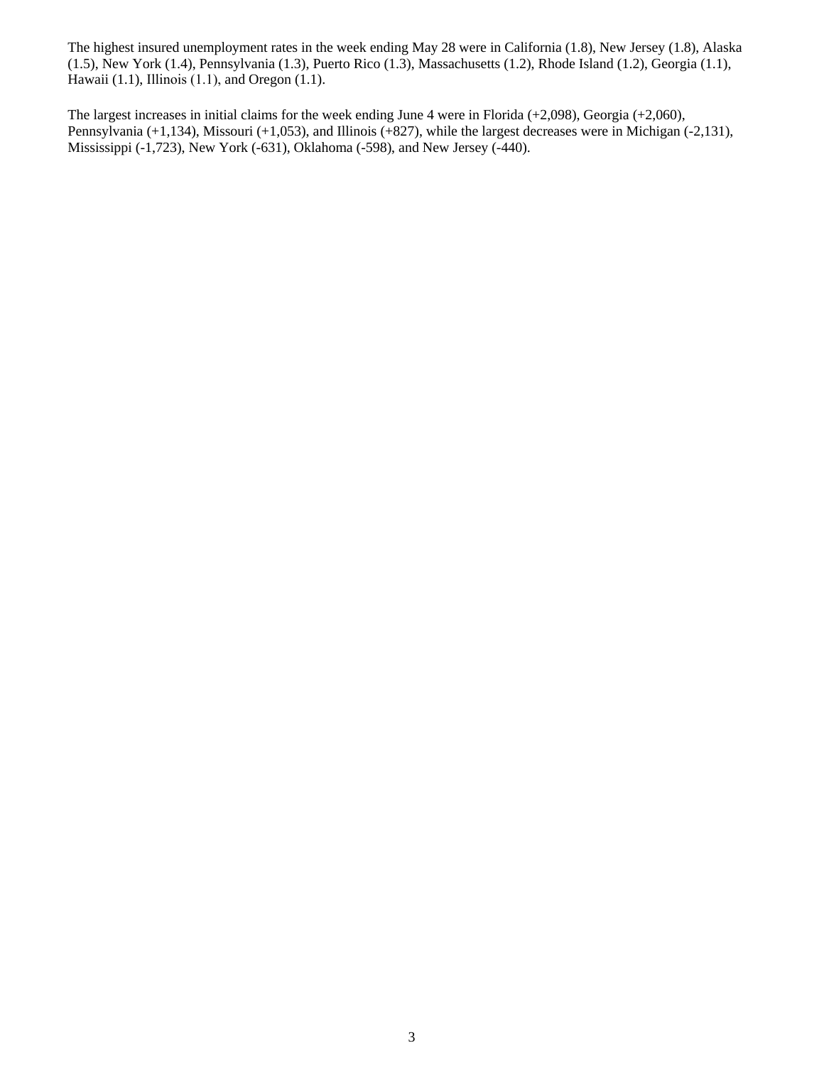The highest insured unemployment rates in the week ending May 28 were in California (1.8), New Jersey (1.8), Alaska (1.5), New York (1.4), Pennsylvania (1.3), Puerto Rico (1.3), Massachusetts (1.2), Rhode Island (1.2), Georgia (1.1), Hawaii (1.1), Illinois (1.1), and Oregon (1.1).

The largest increases in initial claims for the week ending June 4 were in Florida (+2,098), Georgia (+2,060), Pennsylvania (+1,134), Missouri (+1,053), and Illinois (+827), while the largest decreases were in Michigan (-2,131), Mississippi (-1,723), New York (-631), Oklahoma (-598), and New Jersey (-440).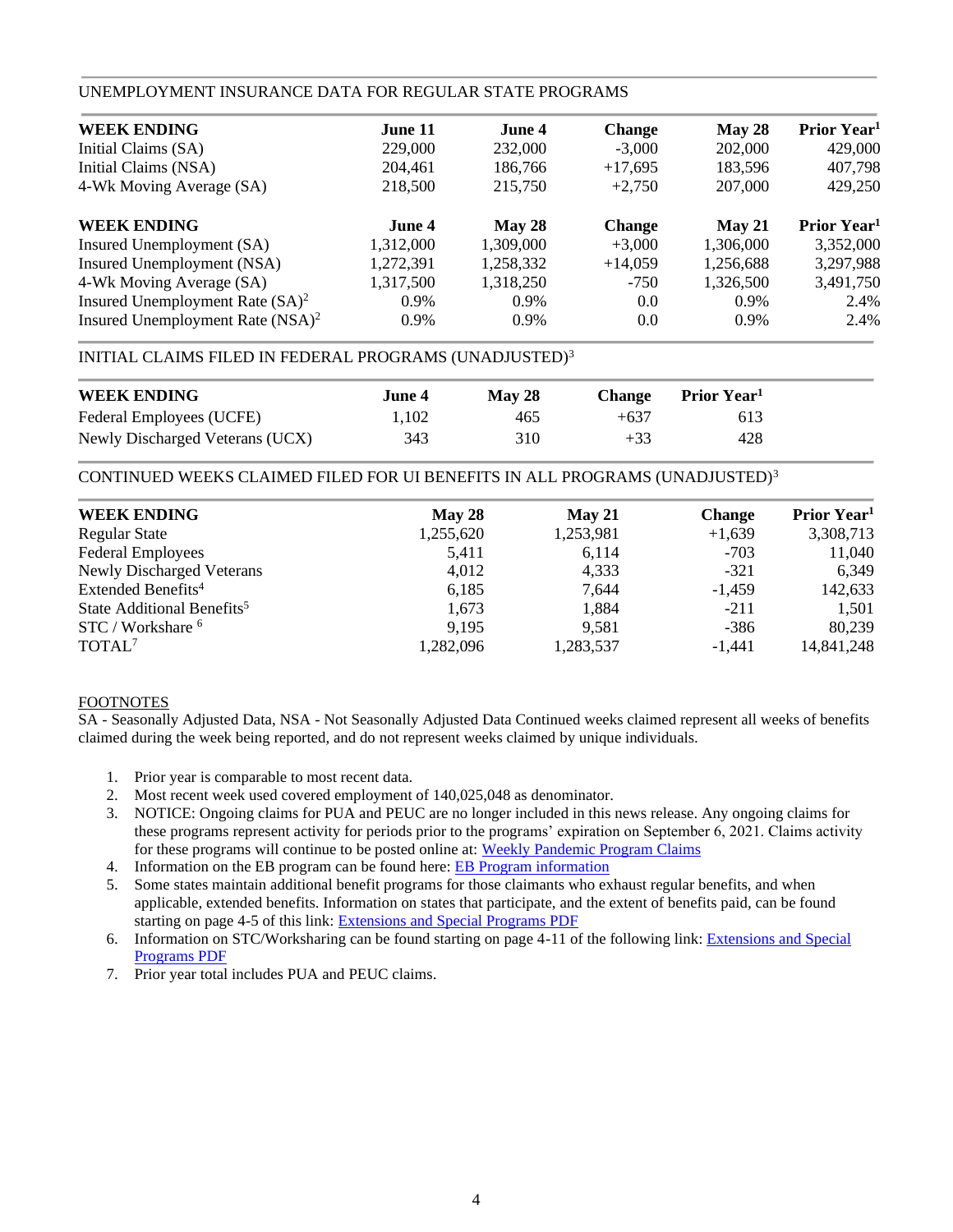## UNEMPLOYMENT INSURANCE DATA FOR REGULAR STATE PROGRAMS

| WEEK ENDING | June 11 | June 4 | Change | May 28 | Prior Year[1] |
|---|---|---|---|---|---|
| Initial Claims (SA) | 229,000 | 232,000 | -3,000 | 202,000 | 429,000 |
| Initial Claims (NSA) | 204,461 | 186,766 | +17,695 | 183,596 | 407,798 |
| 4-Wk Moving Average (SA) | 218,500 | 215,750 | +2,750 | 207,000 | 429,250 |

| WEEK ENDING | June 4 | May 28 | Change | May 21 | Prior Year[1] |
|---|---|---|---|---|---|
| Insured Unemployment (SA) | 1,312,000 | 1,309,000 | +3,000 | 1,306,000 | 3,352,000 |
| Insured Unemployment (NSA) | 1,272,391 | 1,258,332 | +14,059 | 1,256,688 | 3,297,988 |
| 4-Wk Moving Average (SA) | 1,317,500 | 1,318,250 | -750 | 1,326,500 | 3,491,750 |
| Insured Unemployment Rate (SA)[2] | 0.9% | 0.9% | 0.0 | 0.9% | 2.4% |
| Insured Unemployment Rate (NSA)[2] | 0.9% | 0.9% | 0.0 | 0.9% | 2.4% |

## INITIAL CLAIMS FILED IN FEDERAL PROGRAMS (UNADJUSTED)[3]

| WEEK ENDING | June 4 | May 28 | Change | Prior Year[1] |
|---|---|---|---|---|
| Federal Employees (UCFE) | 1,102 | 465 | +637 | 613 |
| Newly Discharged Veterans (UCX) | 343 | 310 | +33 | 428 |

## CONTINUED WEEKS CLAIMED FILED FOR UI BENEFITS IN ALL PROGRAMS (UNADJUSTED)[3]

| WEEK ENDING | May 28 | May 21 | Change | Prior Year[1] |
|---|---|---|---|---|
| Regular State | 1,255,620 | 1,253,981 | +1,639 | 3,308,713 |
| Federal Employees | 5,411 | 6,114 | -703 | 11,040 |
| Newly Discharged Veterans | 4,012 | 4,333 | -321 | 6,349 |
| Extended Benefits[4] | 6,185 | 7,644 | -1,459 | 142,633 |
| State Additional Benefits[5] | 1,673 | 1,884 | -211 | 1,501 |
| STC / Workshare [6] | 9,195 | 9,581 | -386 | 80,239 |
| TOTAL[7] | 1,282,096 | 1,283,537 | -1,441 | 14,841,248 |

FOOTNOTES

SA - Seasonally Adjusted Data, NSA - Not Seasonally Adjusted Data Continued weeks claimed represent all weeks of benefits claimed during the week being reported, and do not represent weeks claimed by unique individuals.

1. Prior year is comparable to most recent data.
2. Most recent week used covered employment of 140,025,048 as denominator.
3. NOTICE: Ongoing claims for PUA and PEUC are no longer included in this news release. Any ongoing claims for these programs represent activity for periods prior to the programs' expiration on September 6, 2021. Claims activity for these programs will continue to be posted online at: Weekly Pandemic Program Claims
4. Information on the EB program can be found here: EB Program information
5. Some states maintain additional benefit programs for those claimants who exhaust regular benefits, and when applicable, extended benefits. Information on states that participate, and the extent of benefits paid, can be found starting on page 4-5 of this link: Extensions and Special Programs PDF
6. Information on STC/Worksharing can be found starting on page 4-11 of the following link: Extensions and Special Programs PDF
7. Prior year total includes PUA and PEUC claims.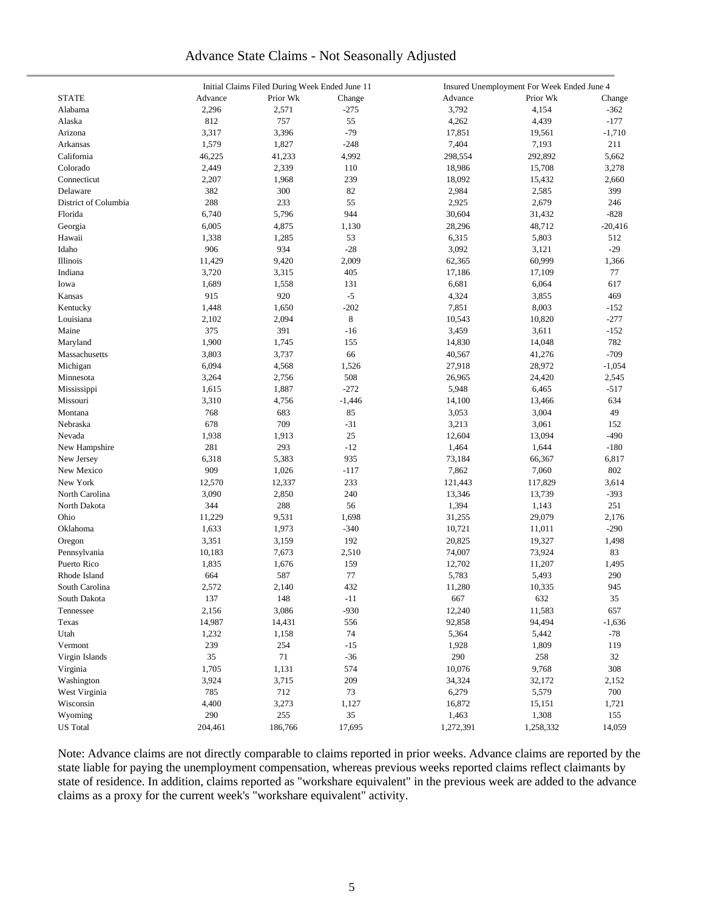# Advance State Claims - Not Seasonally Adjusted

| STATE | Initial Claims Filed During Week Ended June 11 | | | Insured Unemployment For Week Ended June 4 | | |
|---|---|---|---|---|---|---|
| | Advance | Prior Wk | Change | Advance | Prior Wk | Change |
| Alabama | 2,296 | 2,571 | -275 | 3,792 | 4,154 | -362 |
| Alaska | 812 | 757 | 55 | 4,262 | 4,439 | -177 |
| Arizona | 3,317 | 3,396 | -79 | 17,851 | 19,561 | -1,710 |
| Arkansas | 1,579 | 1,827 | -248 | 7,404 | 7,193 | 211 |
| California | 46,225 | 41,233 | 4,992 | 298,554 | 292,892 | 5,662 |
| Colorado | 2,449 | 2,339 | 110 | 18,986 | 15,708 | 3,278 |
| Connecticut | 2,207 | 1,968 | 239 | 18,092 | 15,432 | 2,660 |
| Delaware | 382 | 300 | 82 | 2,984 | 2,585 | 399 |
| District of Columbia | 288 | 233 | 55 | 2,925 | 2,679 | 246 |
| Florida | 6,740 | 5,796 | 944 | 30,604 | 31,432 | -828 |
| Georgia | 6,005 | 4,875 | 1,130 | 28,296 | 48,712 | -20,416 |
| Hawaii | 1,338 | 1,285 | 53 | 6,315 | 5,803 | 512 |
| Idaho | 906 | 934 | -28 | 3,092 | 3,121 | -29 |
| Illinois | 11,429 | 9,420 | 2,009 | 62,365 | 60,999 | 1,366 |
| Indiana | 3,720 | 3,315 | 405 | 17,186 | 17,109 | 77 |
| Iowa | 1,689 | 1,558 | 131 | 6,681 | 6,064 | 617 |
| Kansas | 915 | 920 | -5 | 4,324 | 3,855 | 469 |
| Kentucky | 1,448 | 1,650 | -202 | 7,851 | 8,003 | -152 |
| Louisiana | 2,102 | 2,094 | 8 | 10,543 | 10,820 | -277 |
| Maine | 375 | 391 | -16 | 3,459 | 3,611 | -152 |
| Maryland | 1,900 | 1,745 | 155 | 14,830 | 14,048 | 782 |
| Massachusetts | 3,803 | 3,737 | 66 | 40,567 | 41,276 | -709 |
| Michigan | 6,094 | 4,568 | 1,526 | 27,918 | 28,972 | -1,054 |
| Minnesota | 3,264 | 2,756 | 508 | 26,965 | 24,420 | 2,545 |
| Mississippi | 1,615 | 1,887 | -272 | 5,948 | 6,465 | -517 |
| Missouri | 3,310 | 4,756 | -1,446 | 14,100 | 13,466 | 634 |
| Montana | 768 | 683 | 85 | 3,053 | 3,004 | 49 |
| Nebraska | 678 | 709 | -31 | 3,213 | 3,061 | 152 |
| Nevada | 1,938 | 1,913 | 25 | 12,604 | 13,094 | -490 |
| New Hampshire | 281 | 293 | -12 | 1,464 | 1,644 | -180 |
| New Jersey | 6,318 | 5,383 | 935 | 73,184 | 66,367 | 6,817 |
| New Mexico | 909 | 1,026 | -117 | 7,862 | 7,060 | 802 |
| New York | 12,570 | 12,337 | 233 | 121,443 | 117,829 | 3,614 |
| North Carolina | 3,090 | 2,850 | 240 | 13,346 | 13,739 | -393 |
| North Dakota | 344 | 288 | 56 | 1,394 | 1,143 | 251 |
| Ohio | 11,229 | 9,531 | 1,698 | 31,255 | 29,079 | 2,176 |
| Oklahoma | 1,633 | 1,973 | -340 | 10,721 | 11,011 | -290 |
| Oregon | 3,351 | 3,159 | 192 | 20,825 | 19,327 | 1,498 |
| Pennsylvania | 10,183 | 7,673 | 2,510 | 74,007 | 73,924 | 83 |
| Puerto Rico | 1,835 | 1,676 | 159 | 12,702 | 11,207 | 1,495 |
| Rhode Island | 664 | 587 | 77 | 5,783 | 5,493 | 290 |
| South Carolina | 2,572 | 2,140 | 432 | 11,280 | 10,335 | 945 |
| South Dakota | 137 | 148 | -11 | 667 | 632 | 35 |
| Tennessee | 2,156 | 3,086 | -930 | 12,240 | 11,583 | 657 |
| Texas | 14,987 | 14,431 | 556 | 92,858 | 94,494 | -1,636 |
| Utah | 1,232 | 1,158 | 74 | 5,364 | 5,442 | -78 |
| Vermont | 239 | 254 | -15 | 1,928 | 1,809 | 119 |
| Virgin Islands | 35 | 71 | -36 | 290 | 258 | 32 |
| Virginia | 1,705 | 1,131 | 574 | 10,076 | 9,768 | 308 |
| Washington | 3,924 | 3,715 | 209 | 34,324 | 32,172 | 2,152 |
| West Virginia | 785 | 712 | 73 | 6,279 | 5,579 | 700 |
| Wisconsin | 4,400 | 3,273 | 1,127 | 16,872 | 15,151 | 1,721 |
| Wyoming | 290 | 255 | 35 | 1,463 | 1,308 | 155 |
| US Total | 204,461 | 186,766 | 17,695 | 1,272,391 | 1,258,332 | 14,059 |

Note: Advance claims are not directly comparable to claims reported in prior weeks. Advance claims are reported by the state liable for paying the unemployment compensation, whereas previous weeks reported claims reflect claimants by state of residence. In addition, claims reported as "workshare equivalent" in the previous week are added to the advance claims as a proxy for the current week's "workshare equivalent" activity.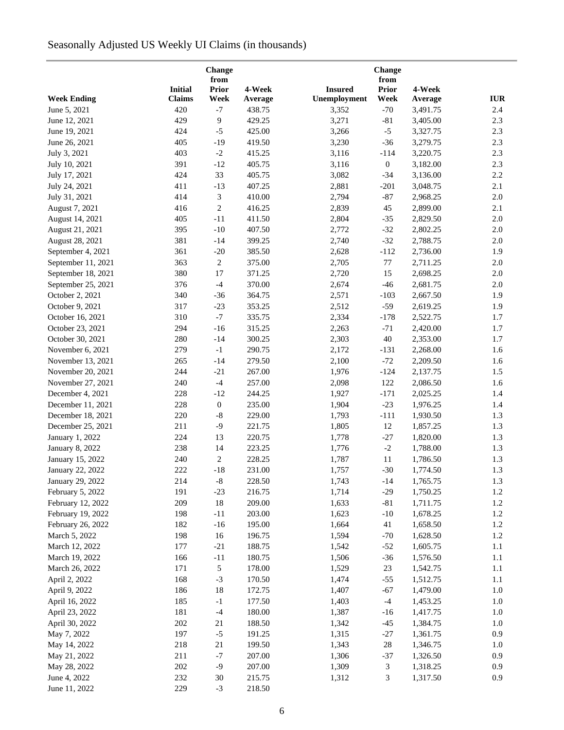Seasonally Adjusted US Weekly UI Claims (in thousands)

| Week Ending | Initial Claims | Change from Prior Week | 4-Week Average | Insured Unemployment | Change from Prior Week | 4-Week Average | IUR |
|---|---|---|---|---|---|---|---|
| June 5, 2021 | 420 | -7 | 438.75 | 3,352 | -70 | 3,491.75 | 2.4 |
| June 12, 2021 | 429 | 9 | 429.25 | 3,271 | -81 | 3,405.00 | 2.3 |
| June 19, 2021 | 424 | -5 | 425.00 | 3,266 | -5 | 3,327.75 | 2.3 |
| June 26, 2021 | 405 | -19 | 419.50 | 3,230 | -36 | 3,279.75 | 2.3 |
| July 3, 2021 | 403 | -2 | 415.25 | 3,116 | -114 | 3,220.75 | 2.3 |
| July 10, 2021 | 391 | -12 | 405.75 | 3,116 | 0 | 3,182.00 | 2.3 |
| July 17, 2021 | 424 | 33 | 405.75 | 3,082 | -34 | 3,136.00 | 2.2 |
| July 24, 2021 | 411 | -13 | 407.25 | 2,881 | -201 | 3,048.75 | 2.1 |
| July 31, 2021 | 414 | 3 | 410.00 | 2,794 | -87 | 2,968.25 | 2.0 |
| August 7, 2021 | 416 | 2 | 416.25 | 2,839 | 45 | 2,899.00 | 2.1 |
| August 14, 2021 | 405 | -11 | 411.50 | 2,804 | -35 | 2,829.50 | 2.0 |
| August 21, 2021 | 395 | -10 | 407.50 | 2,772 | -32 | 2,802.25 | 2.0 |
| August 28, 2021 | 381 | -14 | 399.25 | 2,740 | -32 | 2,788.75 | 2.0 |
| September 4, 2021 | 361 | -20 | 385.50 | 2,628 | -112 | 2,736.00 | 1.9 |
| September 11, 2021 | 363 | 2 | 375.00 | 2,705 | 77 | 2,711.25 | 2.0 |
| September 18, 2021 | 380 | 17 | 371.25 | 2,720 | 15 | 2,698.25 | 2.0 |
| September 25, 2021 | 376 | -4 | 370.00 | 2,674 | -46 | 2,681.75 | 2.0 |
| October 2, 2021 | 340 | -36 | 364.75 | 2,571 | -103 | 2,667.50 | 1.9 |
| October 9, 2021 | 317 | -23 | 353.25 | 2,512 | -59 | 2,619.25 | 1.9 |
| October 16, 2021 | 310 | -7 | 335.75 | 2,334 | -178 | 2,522.75 | 1.7 |
| October 23, 2021 | 294 | -16 | 315.25 | 2,263 | -71 | 2,420.00 | 1.7 |
| October 30, 2021 | 280 | -14 | 300.25 | 2,303 | 40 | 2,353.00 | 1.7 |
| November 6, 2021 | 279 | -1 | 290.75 | 2,172 | -131 | 2,268.00 | 1.6 |
| November 13, 2021 | 265 | -14 | 279.50 | 2,100 | -72 | 2,209.50 | 1.6 |
| November 20, 2021 | 244 | -21 | 267.00 | 1,976 | -124 | 2,137.75 | 1.5 |
| November 27, 2021 | 240 | -4 | 257.00 | 2,098 | 122 | 2,086.50 | 1.6 |
| December 4, 2021 | 228 | -12 | 244.25 | 1,927 | -171 | 2,025.25 | 1.4 |
| December 11, 2021 | 228 | 0 | 235.00 | 1,904 | -23 | 1,976.25 | 1.4 |
| December 18, 2021 | 220 | -8 | 229.00 | 1,793 | -111 | 1,930.50 | 1.3 |
| December 25, 2021 | 211 | -9 | 221.75 | 1,805 | 12 | 1,857.25 | 1.3 |
| January 1, 2022 | 224 | 13 | 220.75 | 1,778 | -27 | 1,820.00 | 1.3 |
| January 8, 2022 | 238 | 14 | 223.25 | 1,776 | -2 | 1,788.00 | 1.3 |
| January 15, 2022 | 240 | 2 | 228.25 | 1,787 | 11 | 1,786.50 | 1.3 |
| January 22, 2022 | 222 | -18 | 231.00 | 1,757 | -30 | 1,774.50 | 1.3 |
| January 29, 2022 | 214 | -8 | 228.50 | 1,743 | -14 | 1,765.75 | 1.3 |
| February 5, 2022 | 191 | -23 | 216.75 | 1,714 | -29 | 1,750.25 | 1.2 |
| February 12, 2022 | 209 | 18 | 209.00 | 1,633 | -81 | 1,711.75 | 1.2 |
| February 19, 2022 | 198 | -11 | 203.00 | 1,623 | -10 | 1,678.25 | 1.2 |
| February 26, 2022 | 182 | -16 | 195.00 | 1,664 | 41 | 1,658.50 | 1.2 |
| March 5, 2022 | 198 | 16 | 196.75 | 1,594 | -70 | 1,628.50 | 1.2 |
| March 12, 2022 | 177 | -21 | 188.75 | 1,542 | -52 | 1,605.75 | 1.1 |
| March 19, 2022 | 166 | -11 | 180.75 | 1,506 | -36 | 1,576.50 | 1.1 |
| March 26, 2022 | 171 | 5 | 178.00 | 1,529 | 23 | 1,542.75 | 1.1 |
| April 2, 2022 | 168 | -3 | 170.50 | 1,474 | -55 | 1,512.75 | 1.1 |
| April 9, 2022 | 186 | 18 | 172.75 | 1,407 | -67 | 1,479.00 | 1.0 |
| April 16, 2022 | 185 | -1 | 177.50 | 1,403 | -4 | 1,453.25 | 1.0 |
| April 23, 2022 | 181 | -4 | 180.00 | 1,387 | -16 | 1,417.75 | 1.0 |
| April 30, 2022 | 202 | 21 | 188.50 | 1,342 | -45 | 1,384.75 | 1.0 |
| May 7, 2022 | 197 | -5 | 191.25 | 1,315 | -27 | 1,361.75 | 0.9 |
| May 14, 2022 | 218 | 21 | 199.50 | 1,343 | 28 | 1,346.75 | 1.0 |
| May 21, 2022 | 211 | -7 | 207.00 | 1,306 | -37 | 1,326.50 | 0.9 |
| May 28, 2022 | 202 | -9 | 207.00 | 1,309 | 3 | 1,318.25 | 0.9 |
| June 4, 2022 | 232 | 30 | 215.75 | 1,312 | 3 | 1,317.50 | 0.9 |
| June 11, 2022 | 229 | -3 | 218.50 | | | | |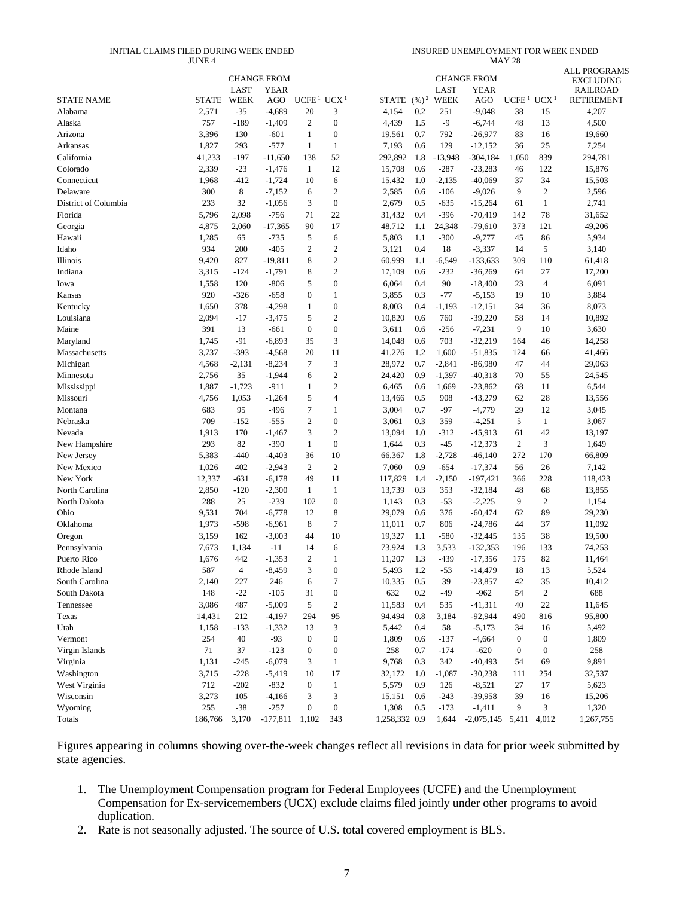| STATE NAME | INITIAL CLAIMS FILED DURING WEEK ENDED JUNE 4 STATE | CHANGE FROM LAST WEEK | CHANGE FROM YEAR AGO | UCFE[1] | UCX[1] | INSURED UNEMPLOYMENT FOR WEEK ENDED MAY 28 STATE | (%)[2] | CHANGE FROM LAST WEEK | CHANGE FROM YEAR AGO | UCFE[1] | UCX[1] | ALL PROGRAMS EXCLUDING RAILROAD RETIREMENT |
|---|---|---|---|---|---|---|---|---|---|---|---|---|
| Alabama | 2,571 | -35 | -4,689 | 20 | 3 | 4,154 | 0.2 | 251 | -9,048 | 38 | 15 | 4,207 |
| Alaska | 757 | -189 | -1,409 | 2 | 0 | 4,439 | 1.5 | -9 | -6,744 | 48 | 13 | 4,500 |
| Arizona | 3,396 | 130 | -601 | 1 | 0 | 19,561 | 0.7 | 792 | -26,977 | 83 | 16 | 19,660 |
| Arkansas | 1,827 | 293 | -577 | 1 | 1 | 7,193 | 0.6 | 129 | -12,152 | 36 | 25 | 7,254 |
| California | 41,233 | -197 | -11,650 | 138 | 52 | 292,892 | 1.8 | -13,948 | -304,184 | 1,050 | 839 | 294,781 |
| Colorado | 2,339 | -23 | -1,476 | 1 | 12 | 15,708 | 0.6 | -287 | -23,283 | 46 | 122 | 15,876 |
| Connecticut | 1,968 | -412 | -1,724 | 10 | 6 | 15,432 | 1.0 | -2,135 | -40,069 | 37 | 34 | 15,503 |
| Delaware | 300 | 8 | -7,152 | 6 | 2 | 2,585 | 0.6 | -106 | -9,026 | 9 | 2 | 2,596 |
| District of Columbia | 233 | 32 | -1,056 | 3 | 0 | 2,679 | 0.5 | -635 | -15,264 | 61 | 1 | 2,741 |
| Florida | 5,796 | 2,098 | -756 | 71 | 22 | 31,432 | 0.4 | -396 | -70,419 | 142 | 78 | 31,652 |
| Georgia | 4,875 | 2,060 | -17,365 | 90 | 17 | 48,712 | 1.1 | 24,348 | -79,610 | 373 | 121 | 49,206 |
| Hawaii | 1,285 | 65 | -735 | 5 | 6 | 5,803 | 1.1 | -300 | -9,777 | 45 | 86 | 5,934 |
| Idaho | 934 | 200 | -405 | 2 | 2 | 3,121 | 0.4 | 18 | -3,337 | 14 | 5 | 3,140 |
| Illinois | 9,420 | 827 | -19,811 | 8 | 2 | 60,999 | 1.1 | -6,549 | -133,633 | 309 | 110 | 61,418 |
| Indiana | 3,315 | -124 | -1,791 | 8 | 2 | 17,109 | 0.6 | -232 | -36,269 | 64 | 27 | 17,200 |
| Iowa | 1,558 | 120 | -806 | 5 | 0 | 6,064 | 0.4 | 90 | -18,400 | 23 | 4 | 6,091 |
| Kansas | 920 | -326 | -658 | 0 | 1 | 3,855 | 0.3 | -77 | -5,153 | 19 | 10 | 3,884 |
| Kentucky | 1,650 | 378 | -4,298 | 1 | 0 | 8,003 | 0.4 | -1,193 | -12,151 | 34 | 36 | 8,073 |
| Louisiana | 2,094 | -17 | -3,475 | 5 | 2 | 10,820 | 0.6 | 760 | -39,220 | 58 | 14 | 10,892 |
| Maine | 391 | 13 | -661 | 0 | 0 | 3,611 | 0.6 | -256 | -7,231 | 9 | 10 | 3,630 |
| Maryland | 1,745 | -91 | -6,893 | 35 | 3 | 14,048 | 0.6 | 703 | -32,219 | 164 | 46 | 14,258 |
| Massachusetts | 3,737 | -393 | -4,568 | 20 | 11 | 41,276 | 1.2 | 1,600 | -51,835 | 124 | 66 | 41,466 |
| Michigan | 4,568 | -2,131 | -8,234 | 7 | 3 | 28,972 | 0.7 | -2,841 | -86,980 | 47 | 44 | 29,063 |
| Minnesota | 2,756 | 35 | -1,944 | 6 | 2 | 24,420 | 0.9 | -1,397 | -40,318 | 70 | 55 | 24,545 |
| Mississippi | 1,887 | -1,723 | -911 | 1 | 2 | 6,465 | 0.6 | 1,669 | -23,862 | 68 | 11 | 6,544 |
| Missouri | 4,756 | 1,053 | -1,264 | 5 | 4 | 13,466 | 0.5 | 908 | -43,279 | 62 | 28 | 13,556 |
| Montana | 683 | 95 | -496 | 7 | 1 | 3,004 | 0.7 | -97 | -4,779 | 29 | 12 | 3,045 |
| Nebraska | 709 | -152 | -555 | 2 | 0 | 3,061 | 0.3 | 359 | -4,251 | 5 | 1 | 3,067 |
| Nevada | 1,913 | 170 | -1,467 | 3 | 2 | 13,094 | 1.0 | -312 | -45,913 | 61 | 42 | 13,197 |
| New Hampshire | 293 | 82 | -390 | 1 | 0 | 1,644 | 0.3 | -45 | -12,373 | 2 | 3 | 1,649 |
| New Jersey | 5,383 | -440 | -4,403 | 36 | 10 | 66,367 | 1.8 | -2,728 | -46,140 | 272 | 170 | 66,809 |
| New Mexico | 1,026 | 402 | -2,943 | 2 | 2 | 7,060 | 0.9 | -654 | -17,374 | 56 | 26 | 7,142 |
| New York | 12,337 | -631 | -6,178 | 49 | 11 | 117,829 | 1.4 | -2,150 | -197,421 | 366 | 228 | 118,423 |
| North Carolina | 2,850 | -120 | -2,300 | 1 | 1 | 13,739 | 0.3 | 353 | -32,184 | 48 | 68 | 13,855 |
| North Dakota | 288 | 25 | -239 | 102 | 0 | 1,143 | 0.3 | -53 | -2,225 | 9 | 2 | 1,154 |
| Ohio | 9,531 | 704 | -6,778 | 12 | 8 | 29,079 | 0.6 | 376 | -60,474 | 62 | 89 | 29,230 |
| Oklahoma | 1,973 | -598 | -6,961 | 8 | 7 | 11,011 | 0.7 | 806 | -24,786 | 44 | 37 | 11,092 |
| Oregon | 3,159 | 162 | -3,003 | 44 | 10 | 19,327 | 1.1 | -580 | -32,445 | 135 | 38 | 19,500 |
| Pennsylvania | 7,673 | 1,134 | -11 | 14 | 6 | 73,924 | 1.3 | 3,533 | -132,353 | 196 | 133 | 74,253 |
| Puerto Rico | 1,676 | 442 | -1,353 | 2 | 1 | 11,207 | 1.3 | -439 | -17,356 | 175 | 82 | 11,464 |
| Rhode Island | 587 | 4 | -8,459 | 3 | 0 | 5,493 | 1.2 | -53 | -14,479 | 18 | 13 | 5,524 |
| South Carolina | 2,140 | 227 | 246 | 6 | 7 | 10,335 | 0.5 | 39 | -23,857 | 42 | 35 | 10,412 |
| South Dakota | 148 | -22 | -105 | 31 | 0 | 632 | 0.2 | -49 | -962 | 54 | 2 | 688 |
| Tennessee | 3,086 | 487 | -5,009 | 5 | 2 | 11,583 | 0.4 | 535 | -41,311 | 40 | 22 | 11,645 |
| Texas | 14,431 | 212 | -4,197 | 294 | 95 | 94,494 | 0.8 | 3,184 | -92,944 | 490 | 816 | 95,800 |
| Utah | 1,158 | -133 | -1,332 | 13 | 3 | 5,442 | 0.4 | 58 | -5,173 | 34 | 16 | 5,492 |
| Vermont | 254 | 40 | -93 | 0 | 0 | 1,809 | 0.6 | -137 | -4,664 | 0 | 0 | 1,809 |
| Virgin Islands | 71 | 37 | -123 | 0 | 0 | 258 | 0.7 | -174 | -620 | 0 | 0 | 258 |
| Virginia | 1,131 | -245 | -6,079 | 3 | 1 | 9,768 | 0.3 | 342 | -40,493 | 54 | 69 | 9,891 |
| Washington | 3,715 | -228 | -5,419 | 10 | 17 | 32,172 | 1.0 | -1,087 | -30,238 | 111 | 254 | 32,537 |
| West Virginia | 712 | -202 | -832 | 0 | 1 | 5,579 | 0.9 | 126 | -8,521 | 27 | 17 | 5,623 |
| Wisconsin | 3,273 | 105 | -4,166 | 3 | 3 | 15,151 | 0.6 | -243 | -39,958 | 39 | 16 | 15,206 |
| Wyoming | 255 | -38 | -257 | 0 | 0 | 1,308 | 0.5 | -173 | -1,411 | 9 | 3 | 1,320 |
| Totals | 186,766 | 3,170 | -177,811 | 1,102 | 343 | 1,258,332 | 0.9 | 1,644 | -2,075,145 | 5,411 | 4,012 | 1,267,755 |

Figures appearing in columns showing over-the-week changes reflect all revisions in data for prior week submitted by state agencies.

1. The Unemployment Compensation program for Federal Employees (UCFE) and the Unemployment Compensation for Ex-servicemembers (UCX) exclude claims filed jointly under other programs to avoid duplication.
2. Rate is not seasonally adjusted. The source of U.S. total covered employment is BLS.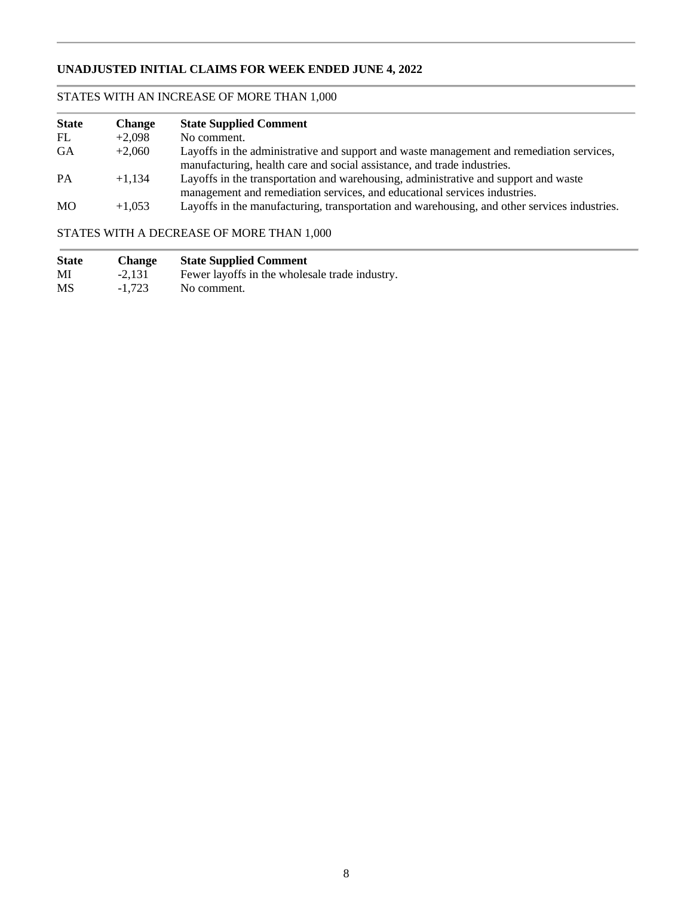## UNADJUSTED INITIAL CLAIMS FOR WEEK ENDED JUNE 4, 2022

### STATES WITH AN INCREASE OF MORE THAN 1,000

| State | Change | State Supplied Comment |
|---|---|---|
| FL | +2,098 | No comment. |
| GA | +2,060 | Layoffs in the administrative and support and waste management and remediation services, manufacturing, health care and social assistance, and trade industries. |
| PA | +1,134 | Layoffs in the transportation and warehousing, administrative and support and waste management and remediation services, and educational services industries. |
| MO | +1,053 | Layoffs in the manufacturing, transportation and warehousing, and other services industries. |

### STATES WITH A DECREASE OF MORE THAN 1,000

| State | Change | State Supplied Comment |
|---|---|---|
| MI | -2,131 | Fewer layoffs in the wholesale trade industry. |
| MS | -1,723 | No comment. |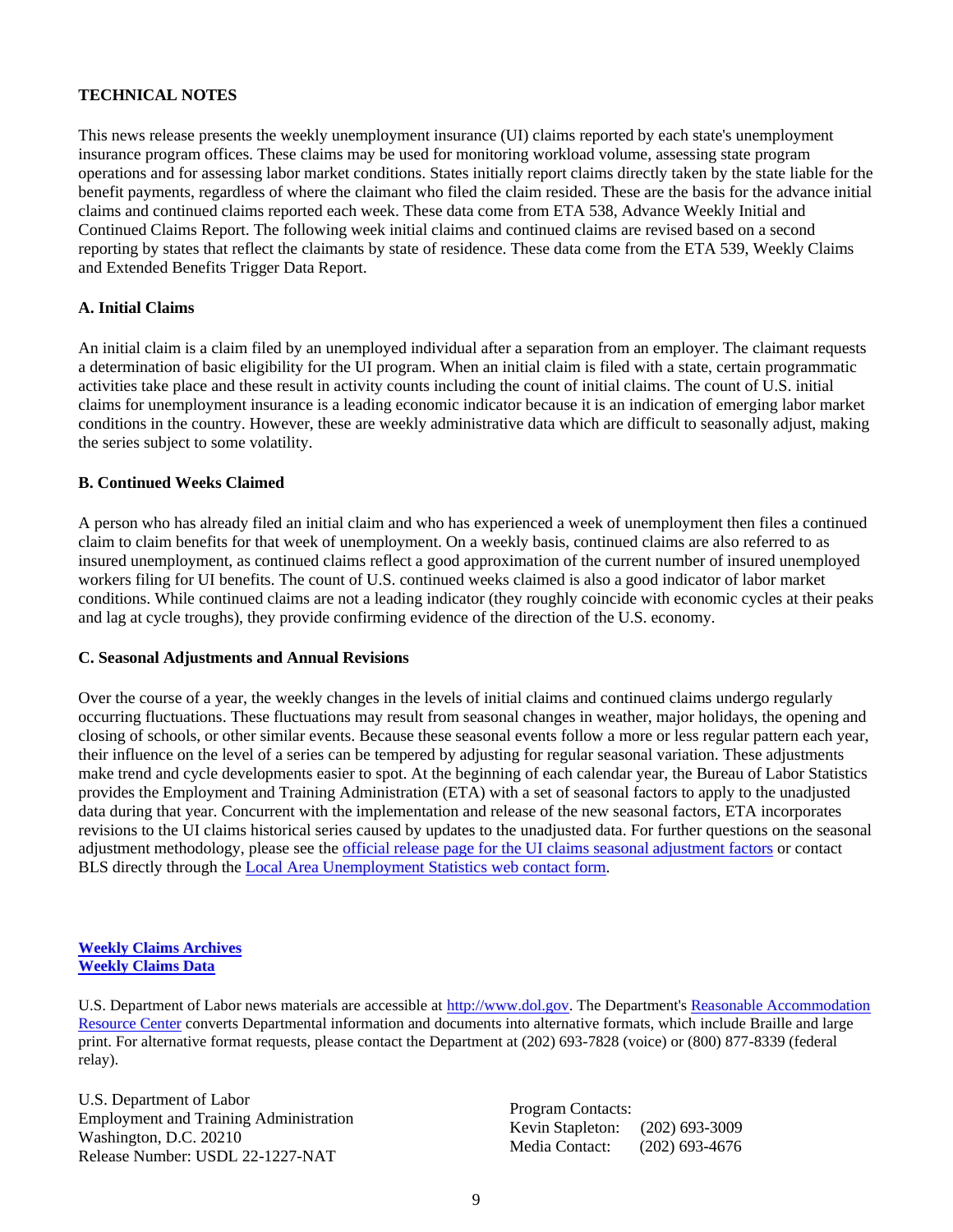## TECHNICAL NOTES

This news release presents the weekly unemployment insurance (UI) claims reported by each state's unemployment insurance program offices. These claims may be used for monitoring workload volume, assessing state program operations and for assessing labor market conditions. States initially report claims directly taken by the state liable for the benefit payments, regardless of where the claimant who filed the claim resided. These are the basis for the advance initial claims and continued claims reported each week. These data come from ETA 538, Advance Weekly Initial and Continued Claims Report. The following week initial claims and continued claims are revised based on a second reporting by states that reflect the claimants by state of residence. These data come from the ETA 539, Weekly Claims and Extended Benefits Trigger Data Report.

### A. Initial Claims

An initial claim is a claim filed by an unemployed individual after a separation from an employer. The claimant requests a determination of basic eligibility for the UI program. When an initial claim is filed with a state, certain programmatic activities take place and these result in activity counts including the count of initial claims. The count of U.S. initial claims for unemployment insurance is a leading economic indicator because it is an indication of emerging labor market conditions in the country. However, these are weekly administrative data which are difficult to seasonally adjust, making the series subject to some volatility.

### B. Continued Weeks Claimed

A person who has already filed an initial claim and who has experienced a week of unemployment then files a continued claim to claim benefits for that week of unemployment. On a weekly basis, continued claims are also referred to as insured unemployment, as continued claims reflect a good approximation of the current number of insured unemployed workers filing for UI benefits. The count of U.S. continued weeks claimed is also a good indicator of labor market conditions. While continued claims are not a leading indicator (they roughly coincide with economic cycles at their peaks and lag at cycle troughs), they provide confirming evidence of the direction of the U.S. economy.

### C. Seasonal Adjustments and Annual Revisions

Over the course of a year, the weekly changes in the levels of initial claims and continued claims undergo regularly occurring fluctuations. These fluctuations may result from seasonal changes in weather, major holidays, the opening and closing of schools, or other similar events. Because these seasonal events follow a more or less regular pattern each year, their influence on the level of a series can be tempered by adjusting for regular seasonal variation. These adjustments make trend and cycle developments easier to spot. At the beginning of each calendar year, the Bureau of Labor Statistics provides the Employment and Training Administration (ETA) with a set of seasonal factors to apply to the unadjusted data during that year. Concurrent with the implementation and release of the new seasonal factors, ETA incorporates revisions to the UI claims historical series caused by updates to the unadjusted data. For further questions on the seasonal adjustment methodology, please see the official release page for the UI claims seasonal adjustment factors or contact BLS directly through the Local Area Unemployment Statistics web contact form.

**Weekly Claims Archives**
**Weekly Claims Data**

U.S. Department of Labor news materials are accessible at http://www.dol.gov. The Department's Reasonable Accommodation Resource Center converts Departmental information and documents into alternative formats, which include Braille and large print. For alternative format requests, please contact the Department at (202) 693-7828 (voice) or (800) 877-8339 (federal relay).

U.S. Department of Labor
Employment and Training Administration
Washington, D.C. 20210
Release Number: USDL 22-1227-NAT

Program Contacts:
Kevin Stapleton: (202) 693-3009
Media Contact: (202) 693-4676